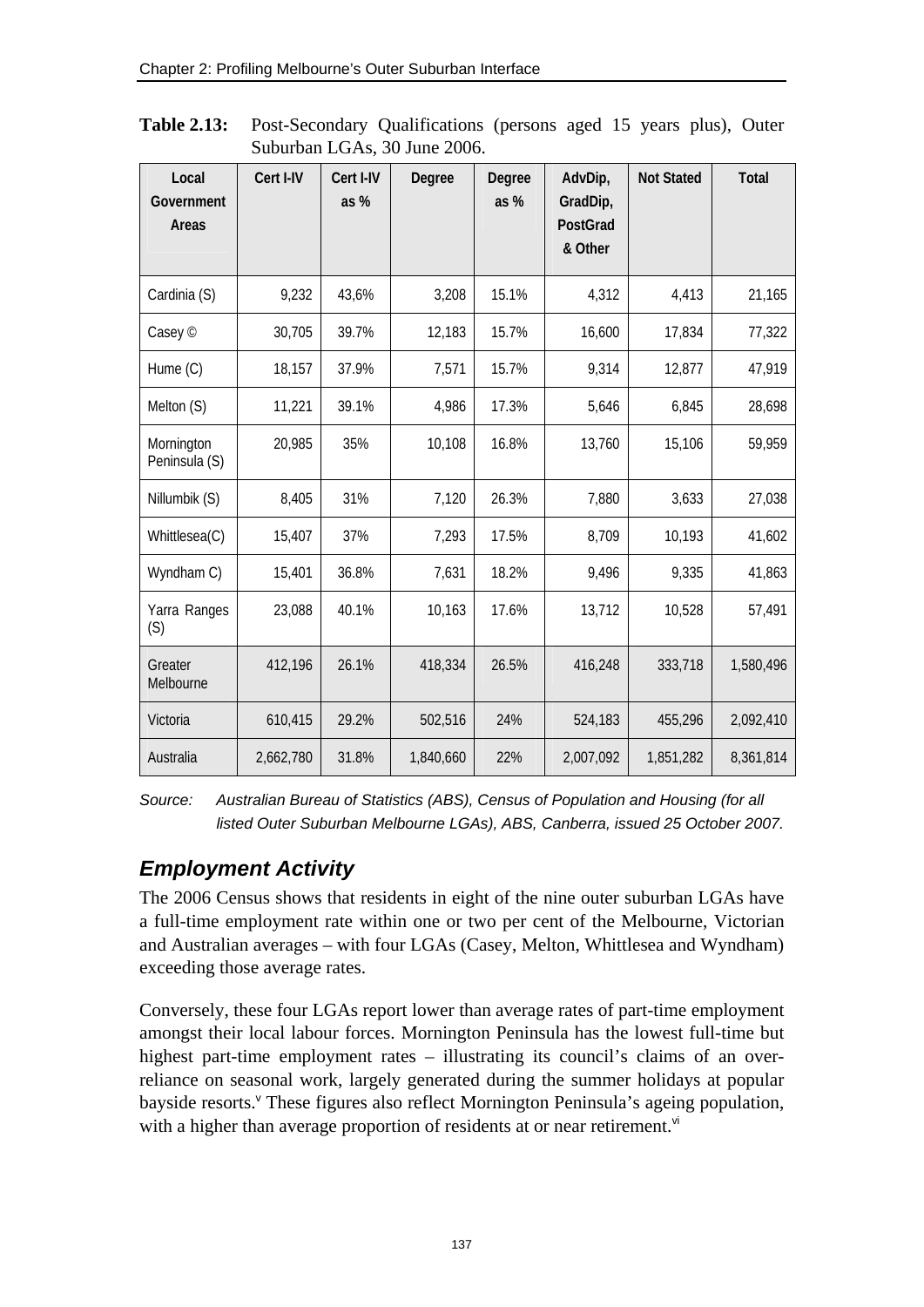**Table 2.13:** Post-Secondary Qualifications (persons aged 15 years plus), Outer Suburban LGAs, 30 June 2006.

| Local Government Areas | Cert I-IV | Cert I-IV as % | Degree | Degree as % | AdvDip, GradDip, PostGrad & Other | Not Stated | Total |
|---|---|---|---|---|---|---|---|
| Cardinia (S) | 9,232 | 43,6% | 3,208 | 15.1% | 4,312 | 4,413 | 21,165 |
| Casey © | 30,705 | 39.7% | 12,183 | 15.7% | 16,600 | 17,834 | 77,322 |
| Hume (C) | 18,157 | 37.9% | 7,571 | 15.7% | 9,314 | 12,877 | 47,919 |
| Melton (S) | 11,221 | 39.1% | 4,986 | 17.3% | 5,646 | 6,845 | 28,698 |
| Mornington Peninsula (S) | 20,985 | 35% | 10,108 | 16.8% | 13,760 | 15,106 | 59,959 |
| Nillumbik (S) | 8,405 | 31% | 7,120 | 26.3% | 7,880 | 3,633 | 27,038 |
| Whittlesea(C) | 15,407 | 37% | 7,293 | 17.5% | 8,709 | 10,193 | 41,602 |
| Wyndham C) | 15,401 | 36.8% | 7,631 | 18.2% | 9,496 | 9,335 | 41,863 |
| Yarra Ranges (S) | 23,088 | 40.1% | 10,163 | 17.6% | 13,712 | 10,528 | 57,491 |
| Greater Melbourne | 412,196 | 26.1% | 418,334 | 26.5% | 416,248 | 333,718 | 1,580,496 |
| Victoria | 610,415 | 29.2% | 502,516 | 24% | 524,183 | 455,296 | 2,092,410 |
| Australia | 2,662,780 | 31.8% | 1,840,660 | 22% | 2,007,092 | 1,851,282 | 8,361,814 |

*Source: Australian Bureau of Statistics (ABS), Census of Population and Housing (for all listed Outer Suburban Melbourne LGAs), ABS, Canberra, issued 25 October 2007.*

## *Employment Activity*

The 2006 Census shows that residents in eight of the nine outer suburban LGAs have a full-time employment rate within one or two per cent of the Melbourne, Victorian and Australian averages – with four LGAs (Casey, Melton, Whittlesea and Wyndham) exceeding those average rates.

Conversely, these four LGAs report lower than average rates of part-time employment amongst their local labour forces. Mornington Peninsula has the lowest full-time but highest part-time employment rates – illustrating its council's claims of an over-reliance on seasonal work, largely generated during the summer holidays at popular bayside resorts.[v] These figures also reflect Mornington Peninsula's ageing population, with a higher than average proportion of residents at or near retirement.[vi]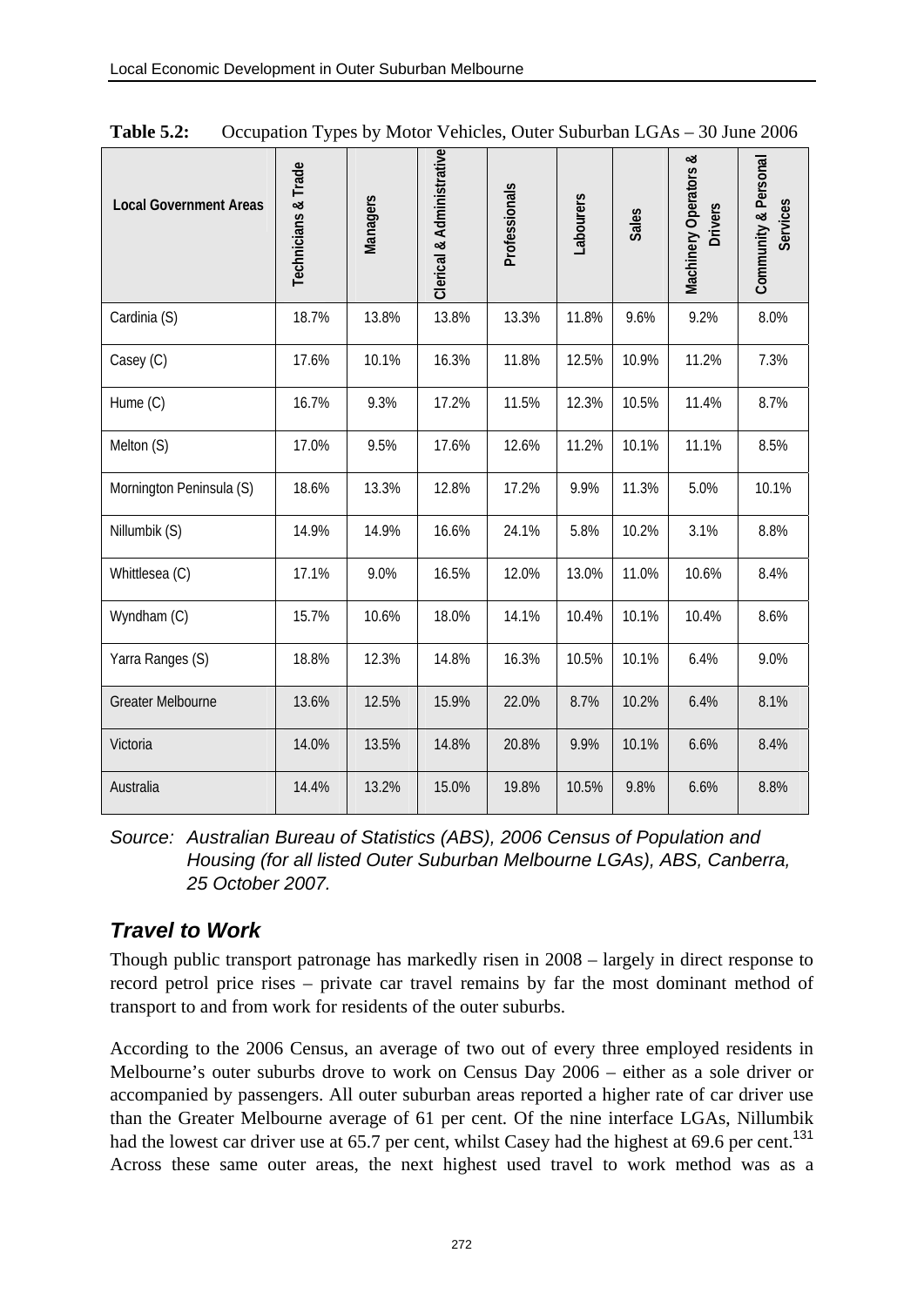**Table 5.2:** Occupation Types by Motor Vehicles, Outer Suburban LGAs – 30 June 2006

| Local Government Areas | Technicians & Trade | Managers | Clerical & Administrative | Professionals | Labourers | Sales | Machinery Operators & Drivers | Community & Personal Services |
|---|---|---|---|---|---|---|---|---|
| Cardinia (S) | 18.7% | 13.8% | 13.8% | 13.3% | 11.8% | 9.6% | 9.2% | 8.0% |
| Casey (C) | 17.6% | 10.1% | 16.3% | 11.8% | 12.5% | 10.9% | 11.2% | 7.3% |
| Hume (C) | 16.7% | 9.3% | 17.2% | 11.5% | 12.3% | 10.5% | 11.4% | 8.7% |
| Melton (S) | 17.0% | 9.5% | 17.6% | 12.6% | 11.2% | 10.1% | 11.1% | 8.5% |
| Mornington Peninsula (S) | 18.6% | 13.3% | 12.8% | 17.2% | 9.9% | 11.3% | 5.0% | 10.1% |
| Nillumbik (S) | 14.9% | 14.9% | 16.6% | 24.1% | 5.8% | 10.2% | 3.1% | 8.8% |
| Whittlesea (C) | 17.1% | 9.0% | 16.5% | 12.0% | 13.0% | 11.0% | 10.6% | 8.4% |
| Wyndham (C) | 15.7% | 10.6% | 18.0% | 14.1% | 10.4% | 10.1% | 10.4% | 8.6% |
| Yarra Ranges (S) | 18.8% | 12.3% | 14.8% | 16.3% | 10.5% | 10.1% | 6.4% | 9.0% |
| Greater Melbourne | 13.6% | 12.5% | 15.9% | 22.0% | 8.7% | 10.2% | 6.4% | 8.1% |
| Victoria | 14.0% | 13.5% | 14.8% | 20.8% | 9.9% | 10.1% | 6.6% | 8.4% |
| Australia | 14.4% | 13.2% | 15.0% | 19.8% | 10.5% | 9.8% | 6.6% | 8.8% |

*Source: Australian Bureau of Statistics (ABS), 2006 Census of Population and Housing (for all listed Outer Suburban Melbourne LGAs), ABS, Canberra, 25 October 2007.*

## *Travel to Work*

Though public transport patronage has markedly risen in 2008 – largely in direct response to record petrol price rises – private car travel remains by far the most dominant method of transport to and from work for residents of the outer suburbs.

According to the 2006 Census, an average of two out of every three employed residents in Melbourne's outer suburbs drove to work on Census Day 2006 – either as a sole driver or accompanied by passengers. All outer suburban areas reported a higher rate of car driver use than the Greater Melbourne average of 61 per cent. Of the nine interface LGAs, Nillumbik had the lowest car driver use at 65.7 per cent, whilst Casey had the highest at 69.6 per cent.[131] Across these same outer areas, the next highest used travel to work method was as a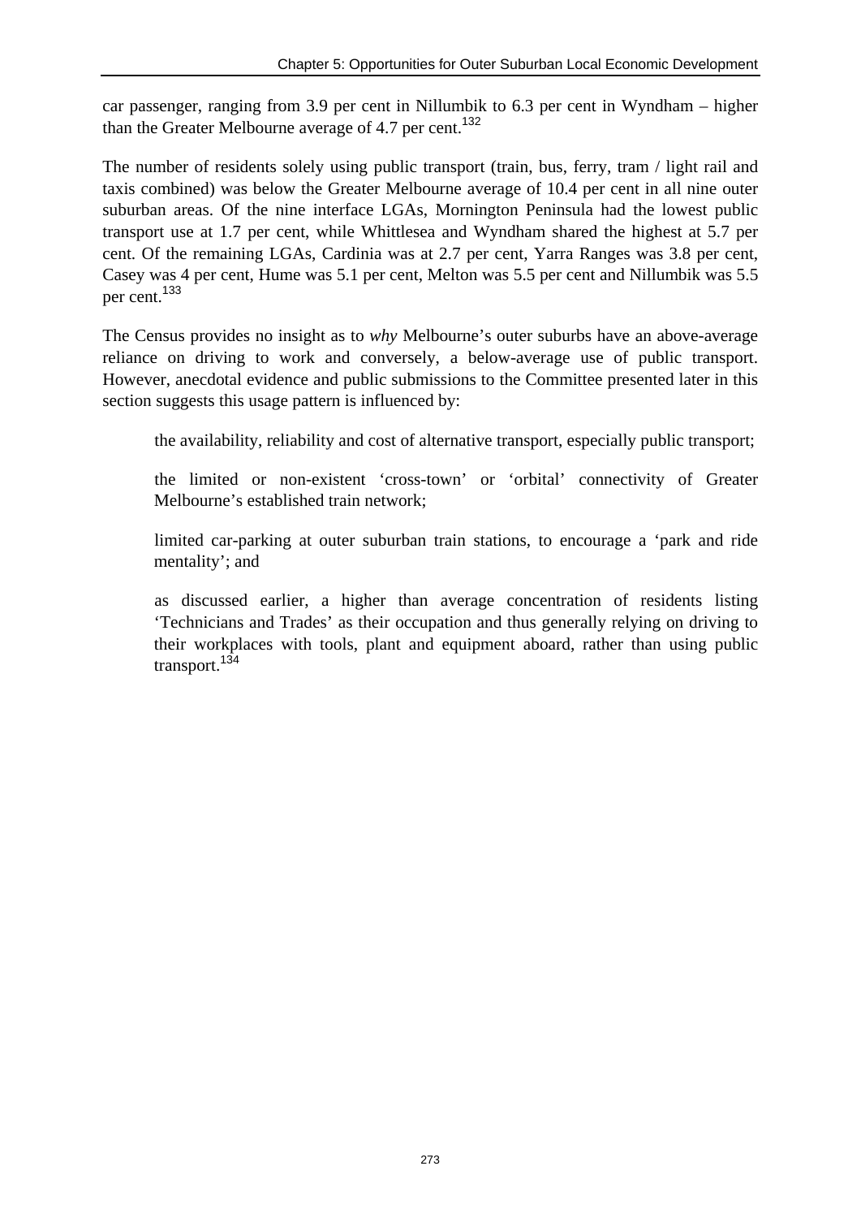car passenger, ranging from 3.9 per cent in Nillumbik to 6.3 per cent in Wyndham – higher than the Greater Melbourne average of 4.7 per cent.[132]

The number of residents solely using public transport (train, bus, ferry, tram / light rail and taxis combined) was below the Greater Melbourne average of 10.4 per cent in all nine outer suburban areas. Of the nine interface LGAs, Mornington Peninsula had the lowest public transport use at 1.7 per cent, while Whittlesea and Wyndham shared the highest at 5.7 per cent. Of the remaining LGAs, Cardinia was at 2.7 per cent, Yarra Ranges was 3.8 per cent, Casey was 4 per cent, Hume was 5.1 per cent, Melton was 5.5 per cent and Nillumbik was 5.5 per cent.[133]

The Census provides no insight as to *why* Melbourne's outer suburbs have an above-average reliance on driving to work and conversely, a below-average use of public transport. However, anecdotal evidence and public submissions to the Committee presented later in this section suggests this usage pattern is influenced by:

- the availability, reliability and cost of alternative transport, especially public transport;
- the limited or non-existent 'cross-town' or 'orbital' connectivity of Greater Melbourne's established train network;
- limited car-parking at outer suburban train stations, to encourage a 'park and ride mentality'; and
- as discussed earlier, a higher than average concentration of residents listing 'Technicians and Trades' as their occupation and thus generally relying on driving to their workplaces with tools, plant and equipment aboard, rather than using public transport.[134]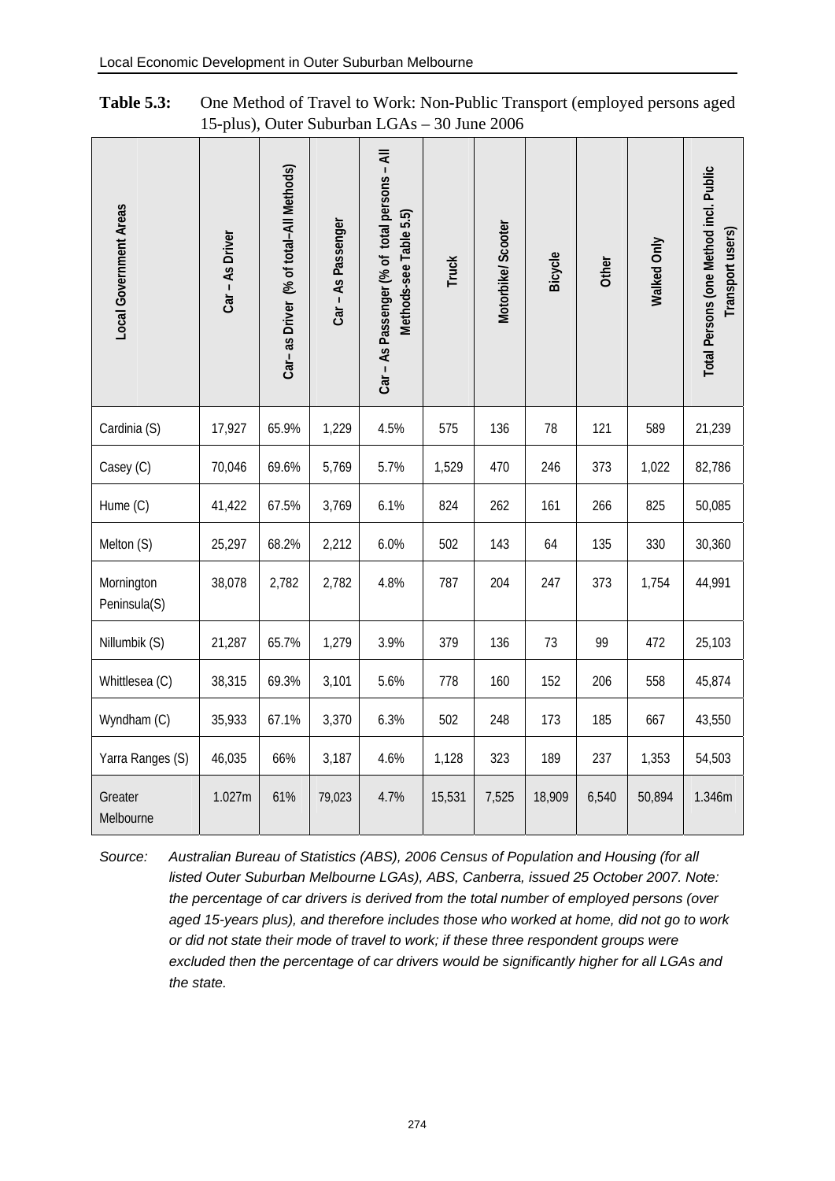**Table 5.3:** One Method of Travel to Work: Non-Public Transport (employed persons aged 15-plus), Outer Suburban LGAs – 30 June 2006

| Local Government Areas | Car – As Driver | Car– as Driver (% of total–All Methods) | Car – As Passenger | Car – As Passenger (% of total persons – All Methods-see Table 5.5) | Truck | Motorbike/ Scooter | Bicycle | Other | Walked Only | Total Persons (one Method incl. Public Transport users) |
|---|---|---|---|---|---|---|---|---|---|---|
| Cardinia (S) | 17,927 | 65.9% | 1,229 | 4.5% | 575 | 136 | 78 | 121 | 589 | 21,239 |
| Casey (C) | 70,046 | 69.6% | 5,769 | 5.7% | 1,529 | 470 | 246 | 373 | 1,022 | 82,786 |
| Hume (C) | 41,422 | 67.5% | 3,769 | 6.1% | 824 | 262 | 161 | 266 | 825 | 50,085 |
| Melton (S) | 25,297 | 68.2% | 2,212 | 6.0% | 502 | 143 | 64 | 135 | 330 | 30,360 |
| Mornington Peninsula(S) | 38,078 | 2,782 | 2,782 | 4.8% | 787 | 204 | 247 | 373 | 1,754 | 44,991 |
| Nillumbik (S) | 21,287 | 65.7% | 1,279 | 3.9% | 379 | 136 | 73 | 99 | 472 | 25,103 |
| Whittlesea (C) | 38,315 | 69.3% | 3,101 | 5.6% | 778 | 160 | 152 | 206 | 558 | 45,874 |
| Wyndham (C) | 35,933 | 67.1% | 3,370 | 6.3% | 502 | 248 | 173 | 185 | 667 | 43,550 |
| Yarra Ranges (S) | 46,035 | 66% | 3,187 | 4.6% | 1,128 | 323 | 189 | 237 | 1,353 | 54,503 |
| Greater Melbourne | 1.027m | 61% | 79,023 | 4.7% | 15,531 | 7,525 | 18,909 | 6,540 | 50,894 | 1.346m |

*Source: Australian Bureau of Statistics (ABS), 2006 Census of Population and Housing (for all listed Outer Suburban Melbourne LGAs), ABS, Canberra, issued 25 October 2007. Note: the percentage of car drivers is derived from the total number of employed persons (over aged 15-years plus), and therefore includes those who worked at home, did not go to work or did not state their mode of travel to work; if these three respondent groups were excluded then the percentage of car drivers would be significantly higher for all LGAs and the state.*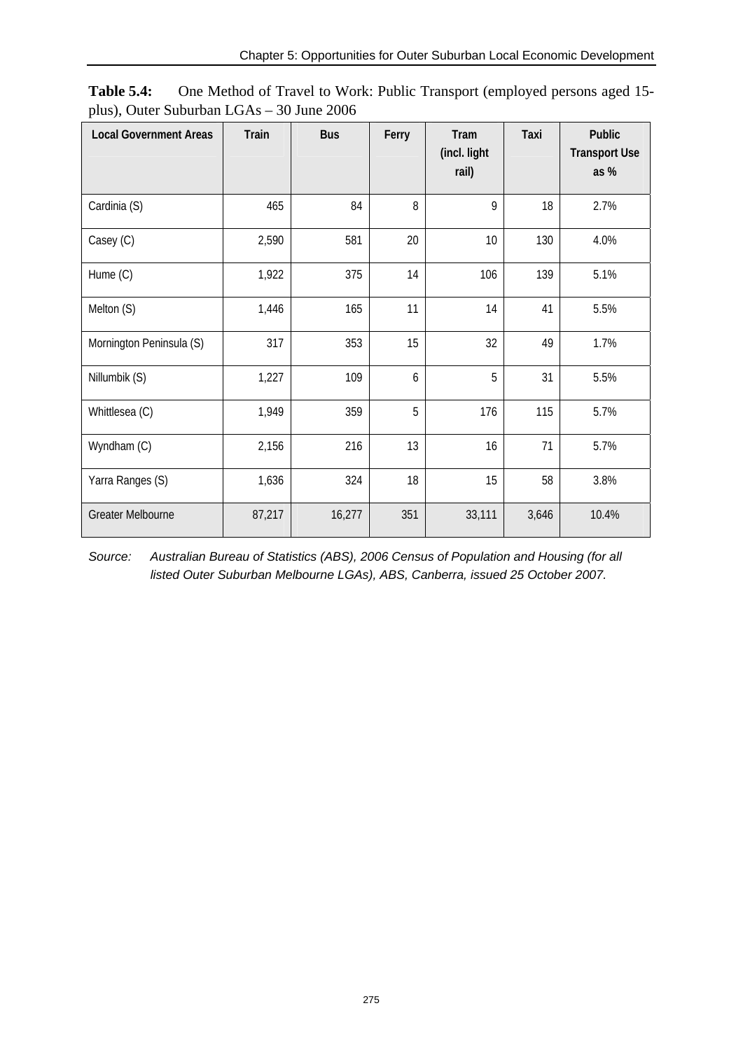**Table 5.4:** One Method of Travel to Work: Public Transport (employed persons aged 15-plus), Outer Suburban LGAs – 30 June 2006

| Local Government Areas | Train | Bus | Ferry | Tram (incl. light rail) | Taxi | Public Transport Use as % |
|---|---|---|---|---|---|---|
| Cardinia (S) | 465 | 84 | 8 | 9 | 18 | 2.7% |
| Casey (C) | 2,590 | 581 | 20 | 10 | 130 | 4.0% |
| Hume (C) | 1,922 | 375 | 14 | 106 | 139 | 5.1% |
| Melton (S) | 1,446 | 165 | 11 | 14 | 41 | 5.5% |
| Mornington Peninsula (S) | 317 | 353 | 15 | 32 | 49 | 1.7% |
| Nillumbik (S) | 1,227 | 109 | 6 | 5 | 31 | 5.5% |
| Whittlesea (C) | 1,949 | 359 | 5 | 176 | 115 | 5.7% |
| Wyndham (C) | 2,156 | 216 | 13 | 16 | 71 | 5.7% |
| Yarra Ranges (S) | 1,636 | 324 | 18 | 15 | 58 | 3.8% |
| Greater Melbourne | 87,217 | 16,277 | 351 | 33,111 | 3,646 | 10.4% |

*Source: Australian Bureau of Statistics (ABS), 2006 Census of Population and Housing (for all listed Outer Suburban Melbourne LGAs), ABS, Canberra, issued 25 October 2007.*